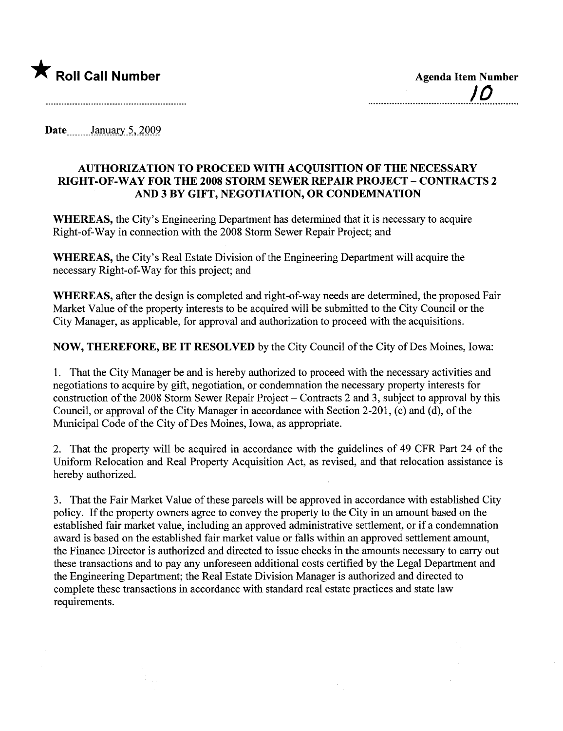★ **Roll Call Number**

**Agenda Item Number**

10

Date January 5, 2009

## AUTHORIZATION TO PROCEED WITH ACQUISITION OF THE NECESSARY RIGHT-OF-WAY FOR THE 2008 STORM SEWER REPAIR PROJECT – CONTRACTS 2 AND 3 BY GIFT, NEGOTIATION, OR CONDEMNATION

**WHEREAS,** the City's Engineering Department has determined that it is necessary to acquire Right-of-Way in connection with the 2008 Storm Sewer Repair Project; and

**WHEREAS,** the City's Real Estate Division of the Engineering Department will acquire the necessary Right-of-Way for this project; and

**WHEREAS,** after the design is completed and right-of-way needs are determined, the proposed Fair Market Value of the property interests to be acquired will be submitted to the City Council or the City Manager, as applicable, for approval and authorization to proceed with the acquisitions.

**NOW, THEREFORE, BE IT RESOLVED** by the City Council of the City of Des Moines, Iowa:

1. That the City Manager be and is hereby authorized to proceed with the necessary activities and negotiations to acquire by gift, negotiation, or condemnation the necessary property interests for construction of the 2008 Storm Sewer Repair Project – Contracts 2 and 3, subject to approval by this Council, or approval of the City Manager in accordance with Section 2-201, (c) and (d), of the Municipal Code of the City of Des Moines, Iowa, as appropriate.

2. That the property will be acquired in accordance with the guidelines of 49 CFR Part 24 of the Uniform Relocation and Real Property Acquisition Act, as revised, and that relocation assistance is hereby authorized.

3. That the Fair Market Value of these parcels will be approved in accordance with established City policy. If the property owners agree to convey the property to the City in an amount based on the established fair market value, including an approved administrative settlement, or if a condemnation award is based on the established fair market value or falls within an approved settlement amount, the Finance Director is authorized and directed to issue checks in the amounts necessary to carry out these transactions and to pay any unforeseen additional costs certified by the Legal Department and the Engineering Department; the Real Estate Division Manager is authorized and directed to complete these transactions in accordance with standard real estate practices and state law requirements.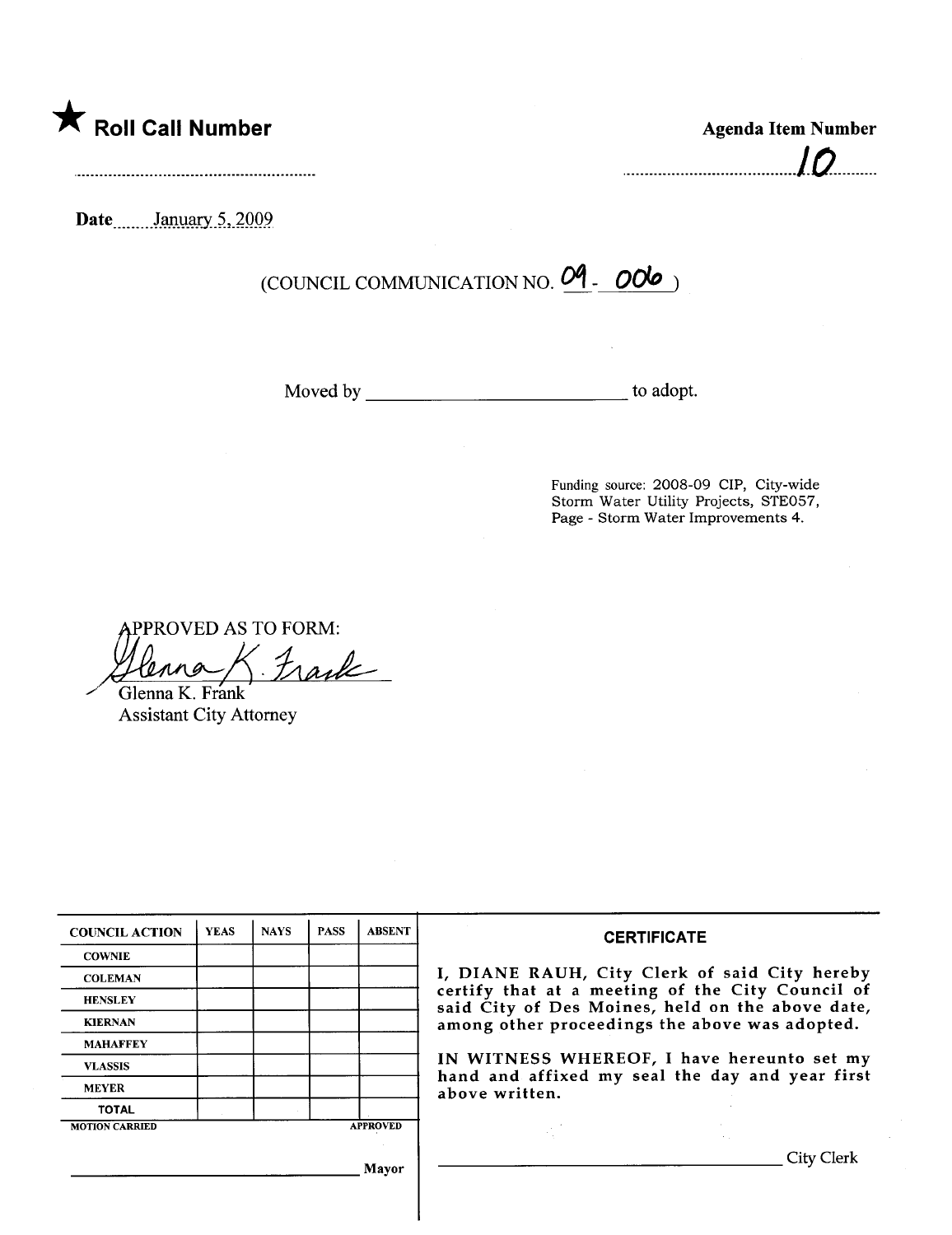★ **Roll Call Number**

..........................................................

**Agenda Item Number**

10

**Date** January 5, 2009

(COUNCIL COMMUNICATION NO. 09 - 006 )

Moved by ____________________________ to adopt.

Funding source: 2008-09 CIP, City-wide Storm Water Utility Projects, STE057, Page - Storm Water Improvements 4.

APPROVED AS TO FORM:

Glenna K. Frank

Glenna K. Frank
Assistant City Attorney

| COUNCIL ACTION | YEAS | NAYS | PASS | ABSENT |
|---|---|---|---|---|
| COWNIE | | | | |
| COLEMAN | | | | |
| HENSLEY | | | | |
| KIERNAN | | | | |
| MAHAFFEY | | | | |
| VLASSIS | | | | |
| MEYER | | | | |
| TOTAL | | | | |
| MOTION CARRIED | | | | APPROVED |

______________________________ Mayor

**CERTIFICATE**

I, DIANE RAUH, City Clerk of said City hereby certify that at a meeting of the City Council of said City of Des Moines, held on the above date, among other proceedings the above was adopted.

IN WITNESS WHEREOF, I have hereunto set my hand and affixed my seal the day and year first above written.

______________________________ City Clerk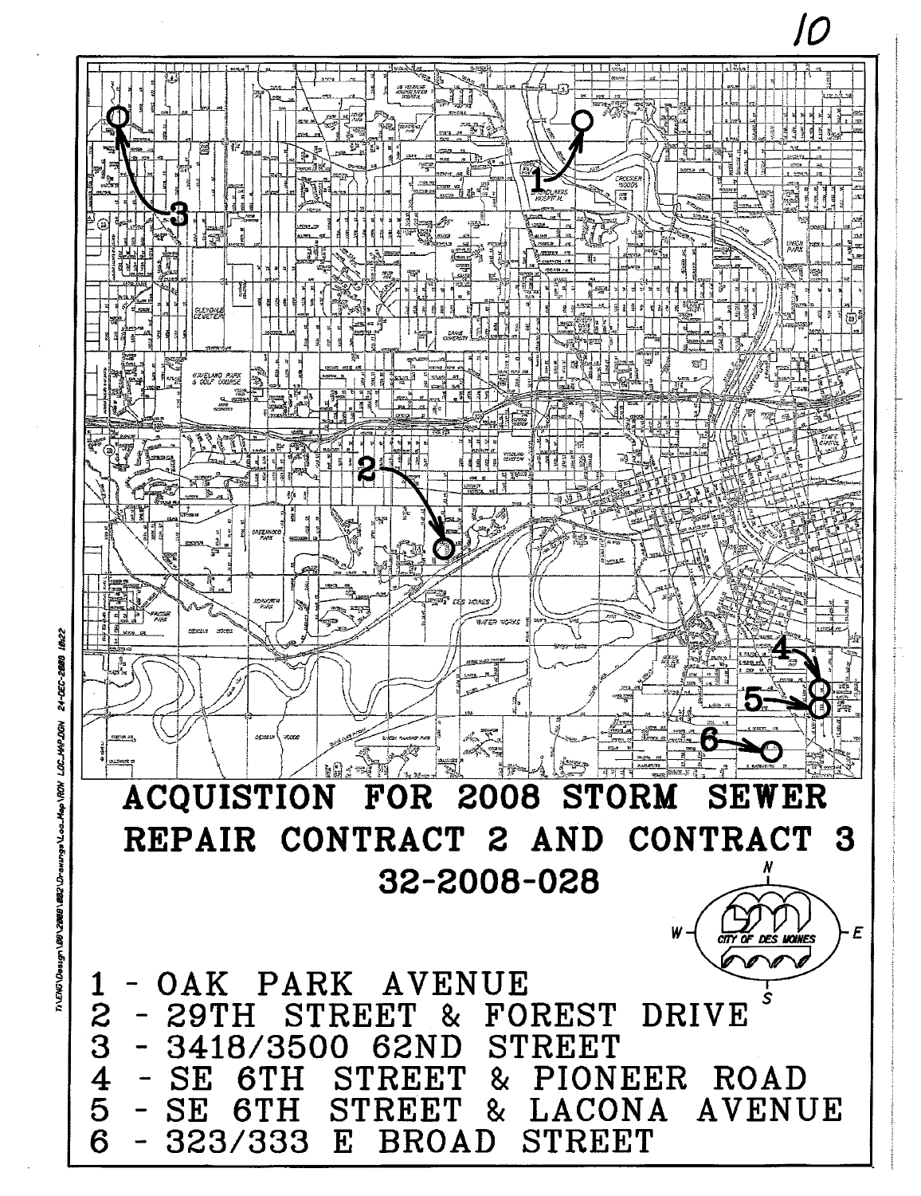# ACQUISTION FOR 2008 STORM SEWER REPAIR CONTRACT 2 AND CONTRACT 3

## 32-2008-028

1 - OAK PARK AVENUE
2 - 29TH STREET & FOREST DRIVE
3 - 3418/3500 62ND STREET
4 - SE 6TH STREET & PIONEER ROAD
5 - SE 6TH STREET & LACONA AVENUE
6 - 323/333 E BROAD STREET